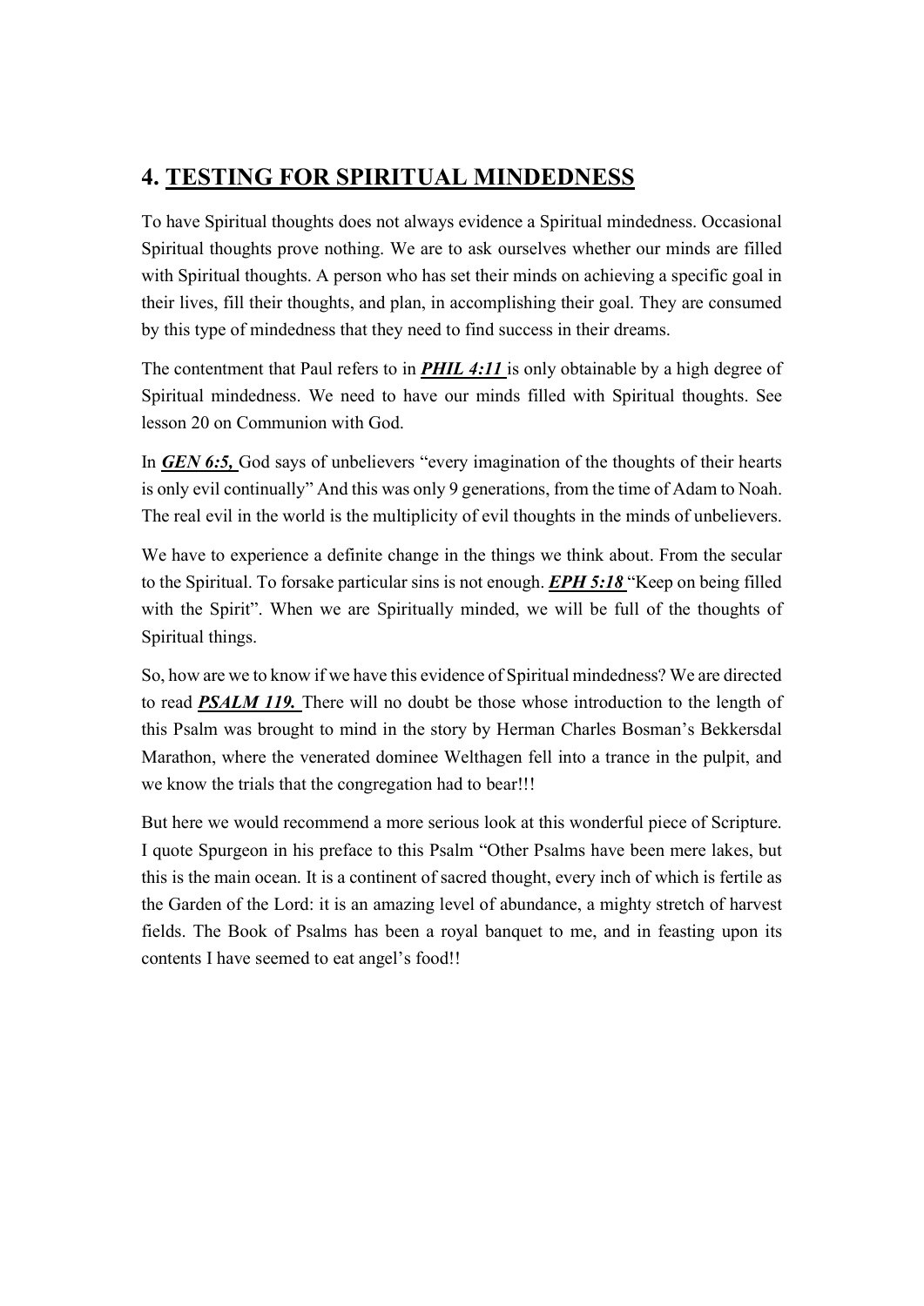## 4. <u>TESTING FOR SPIRITUAL MINDEDNESS</u>

To have Spiritual thoughts does not always evidence a Spiritual mindedness. Occasional Spiritual thoughts prove nothing. We are to ask ourselves whether our minds are filled with Spiritual thoughts. A person who has set their minds on achieving a specific goal in their lives, fill their thoughts, and plan, in accomplishing their goal. They are consumed by this type of mindedness that they need to find success in their dreams.

The contentment that Paul refers to in ***<u>PHIL 4:11</u>*** is only obtainable by a high degree of Spiritual mindedness. We need to have our minds filled with Spiritual thoughts. See lesson 20 on Communion with God.

In ***<u>GEN 6:5,</u>*** God says of unbelievers "every imagination of the thoughts of their hearts is only evil continually" And this was only 9 generations, from the time of Adam to Noah. The real evil in the world is the multiplicity of evil thoughts in the minds of unbelievers.

We have to experience a definite change in the things we think about. From the secular to the Spiritual. To forsake particular sins is not enough. ***<u>EPH 5:18</u>*** "Keep on being filled with the Spirit". When we are Spiritually minded, we will be full of the thoughts of Spiritual things.

So, how are we to know if we have this evidence of Spiritual mindedness? We are directed to read ***<u>PSALM 119.</u>*** There will no doubt be those whose introduction to the length of this Psalm was brought to mind in the story by Herman Charles Bosman's Bekkersdal Marathon, where the venerated dominee Welthagen fell into a trance in the pulpit, and we know the trials that the congregation had to bear!!!

But here we would recommend a more serious look at this wonderful piece of Scripture. I quote Spurgeon in his preface to this Psalm "Other Psalms have been mere lakes, but this is the main ocean. It is a continent of sacred thought, every inch of which is fertile as the Garden of the Lord: it is an amazing level of abundance, a mighty stretch of harvest fields. The Book of Psalms has been a royal banquet to me, and in feasting upon its contents I have seemed to eat angel's food!!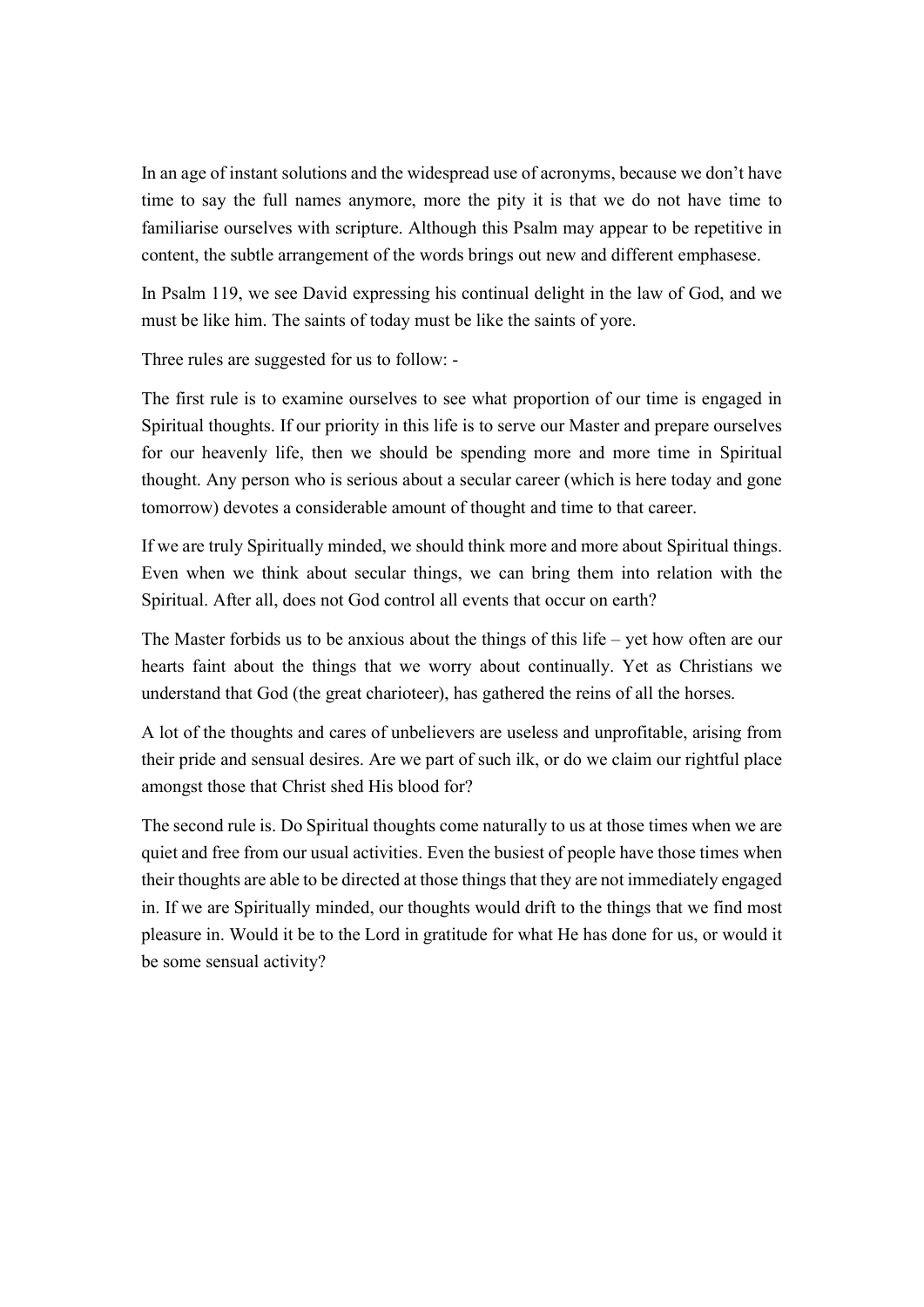In an age of instant solutions and the widespread use of acronyms, because we don't have time to say the full names anymore, more the pity it is that we do not have time to familiarise ourselves with scripture. Although this Psalm may appear to be repetitive in content, the subtle arrangement of the words brings out new and different emphasese.

In Psalm 119, we see David expressing his continual delight in the law of God, and we must be like him. The saints of today must be like the saints of yore.

Three rules are suggested for us to follow: -

The first rule is to examine ourselves to see what proportion of our time is engaged in Spiritual thoughts. If our priority in this life is to serve our Master and prepare ourselves for our heavenly life, then we should be spending more and more time in Spiritual thought. Any person who is serious about a secular career (which is here today and gone tomorrow) devotes a considerable amount of thought and time to that career.

If we are truly Spiritually minded, we should think more and more about Spiritual things. Even when we think about secular things, we can bring them into relation with the Spiritual. After all, does not God control all events that occur on earth?

The Master forbids us to be anxious about the things of this life – yet how often are our hearts faint about the things that we worry about continually. Yet as Christians we understand that God (the great charioteer), has gathered the reins of all the horses.

A lot of the thoughts and cares of unbelievers are useless and unprofitable, arising from their pride and sensual desires. Are we part of such ilk, or do we claim our rightful place amongst those that Christ shed His blood for?

The second rule is. Do Spiritual thoughts come naturally to us at those times when we are quiet and free from our usual activities. Even the busiest of people have those times when their thoughts are able to be directed at those things that they are not immediately engaged in. If we are Spiritually minded, our thoughts would drift to the things that we find most pleasure in. Would it be to the Lord in gratitude for what He has done for us, or would it be some sensual activity?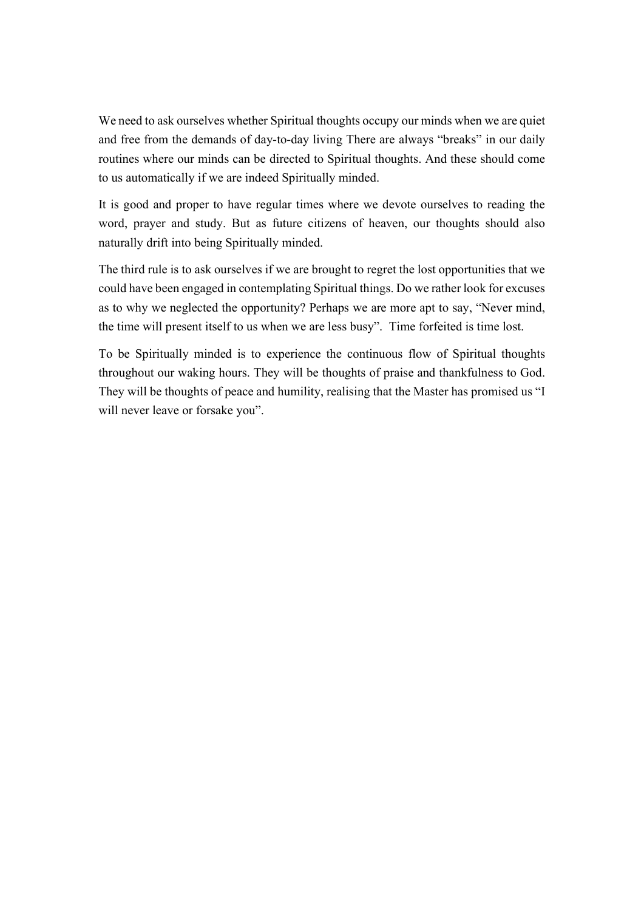We need to ask ourselves whether Spiritual thoughts occupy our minds when we are quiet and free from the demands of day-to-day living There are always "breaks" in our daily routines where our minds can be directed to Spiritual thoughts. And these should come to us automatically if we are indeed Spiritually minded.

It is good and proper to have regular times where we devote ourselves to reading the word, prayer and study. But as future citizens of heaven, our thoughts should also naturally drift into being Spiritually minded.

The third rule is to ask ourselves if we are brought to regret the lost opportunities that we could have been engaged in contemplating Spiritual things. Do we rather look for excuses as to why we neglected the opportunity? Perhaps we are more apt to say, "Never mind, the time will present itself to us when we are less busy". Time forfeited is time lost.

To be Spiritually minded is to experience the continuous flow of Spiritual thoughts throughout our waking hours. They will be thoughts of praise and thankfulness to God. They will be thoughts of peace and humility, realising that the Master has promised us "I will never leave or forsake you".